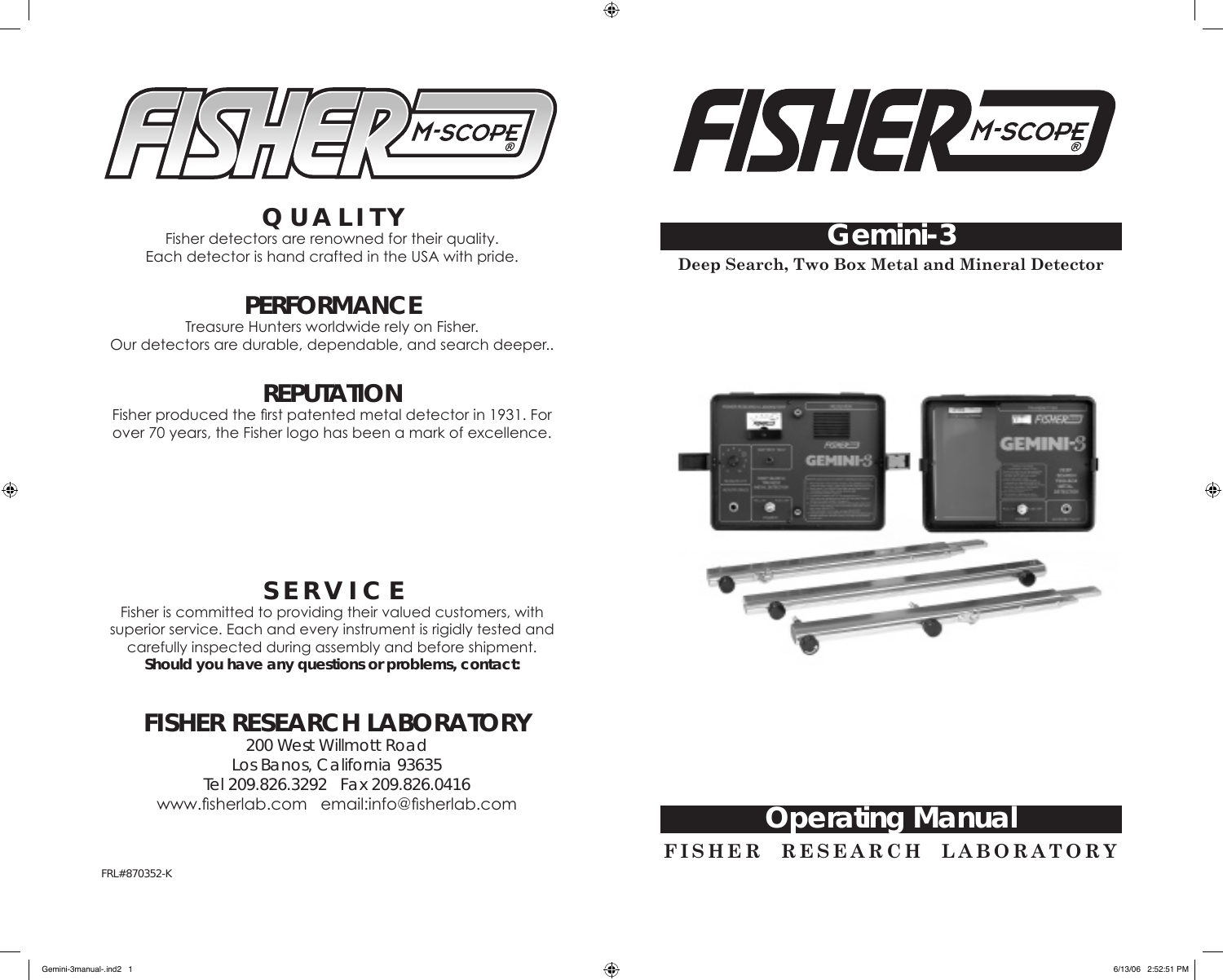FISHER M-SCOPE®

## QUALITY

Fisher detectors are renowned for their quality.
Each detector is hand crafted in the USA with pride.

## PERFORMANCE

Treasure Hunters worldwide rely on Fisher.
Our detectors are durable, dependable, and search deeper..

## REPUTATION

Fisher produced the first patented metal detector in 1931. For over 70 years, the Fisher logo has been a mark of excellence.

## SERVICE

Fisher is committed to providing their valued customers, with superior service. Each and every instrument is rigidly tested and carefully inspected during assembly and before shipment.
**Should you have any questions or problems, contact:**

## FISHER RESEARCH LABORATORY

200 West Willmott Road
Los Banos, California 93635
Tel 209.826.3292 Fax 209.826.0416
www.fisherlab.com email:info@fisherlab.com

FRL#870352-K

FISHER M-SCOPE®

# Gemini-3

**Deep Search, Two Box Metal and Mineral Detector**

# Operating Manual

**FISHER RESEARCH LABORATORY**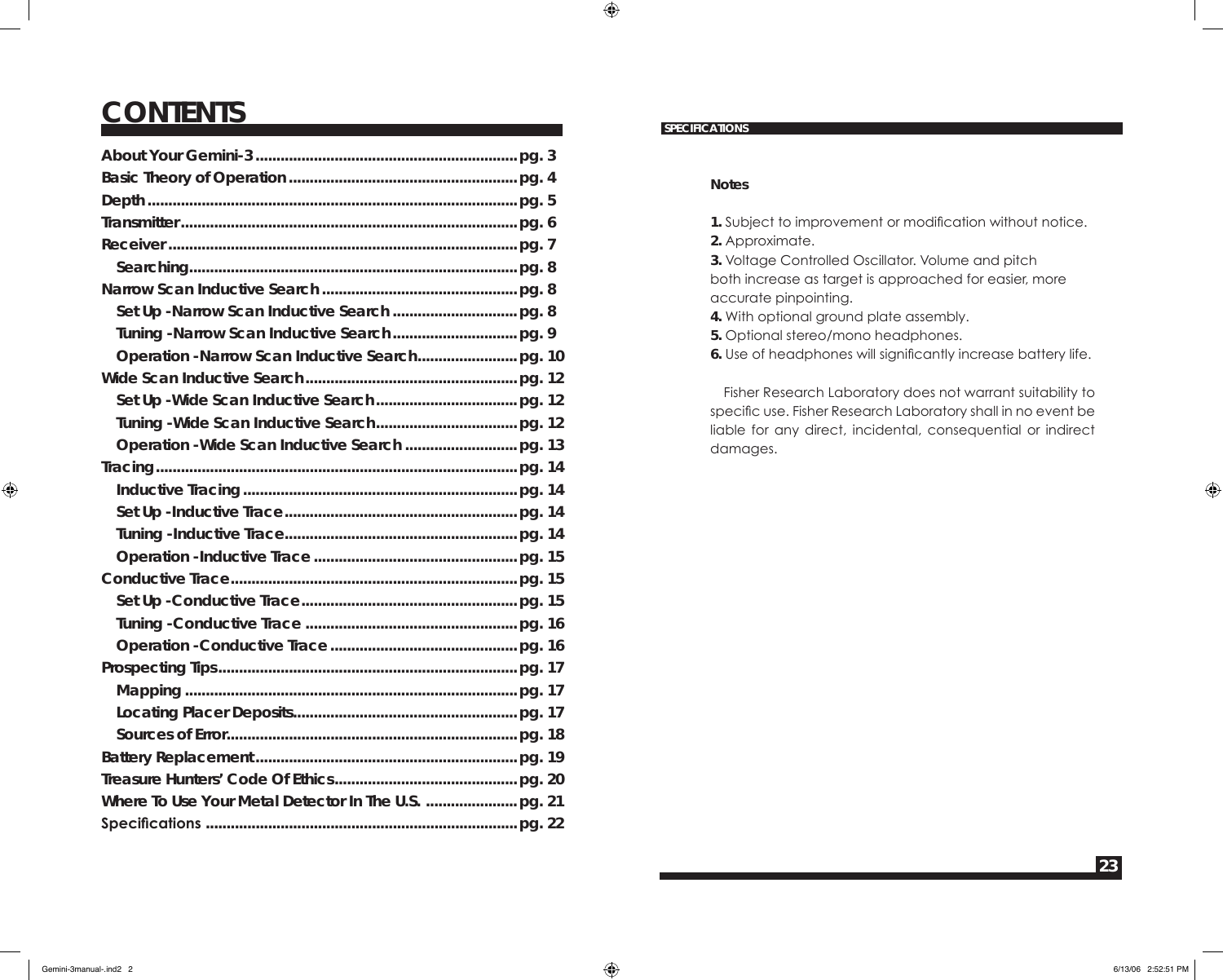# CONTENTS

| Section | Page |
|---|---|
| About Your Gemini-3 | pg. 3 |
| Basic Theory of Operation | pg. 4 |
| Depth | pg. 5 |
| Transmitter | pg. 6 |
| Receiver | pg. 7 |
| Searching | pg. 8 |
| Narrow Scan Inductive Search | pg. 8 |
| Set Up -Narrow Scan Inductive Search | pg. 8 |
| Tuning -Narrow Scan Inductive Search | pg. 9 |
| Operation -Narrow Scan Inductive Search | pg. 10 |
| Wide Scan Inductive Search | pg. 12 |
| Set Up -Wide Scan Inductive Search | pg. 12 |
| Tuning -Wide Scan Inductive Search | pg. 12 |
| Operation -Wide Scan Inductive Search | pg. 13 |
| Tracing | pg. 14 |
| Inductive Tracing | pg. 14 |
| Set Up -Inductive Trace | pg. 14 |
| Tuning -Inductive Trace | pg. 14 |
| Operation -Inductive Trace | pg. 15 |
| Conductive Trace | pg. 15 |
| Set Up -Conductive Trace | pg. 15 |
| Tuning -Conductive Trace | pg. 16 |
| Operation -Conductive Trace | pg. 16 |
| Prospecting Tips | pg. 17 |
| Mapping | pg. 17 |
| Locating Placer Deposits | pg. 17 |
| Sources of Error | pg. 18 |
| Battery Replacement | pg. 19 |
| Treasure Hunters' Code Of Ethics | pg. 20 |
| Where To Use Your Metal Detector In The U.S. | pg. 21 |
| Specifications | pg. 22 |

## SPECIFICATIONS

**Notes**

**1.** Subject to improvement or modification without notice.
**2.** Approximate.
**3.** Voltage Controlled Oscillator. Volume and pitch both increase as target is approached for easier, more accurate pinpointing.
**4.** With optional ground plate assembly.
**5.** Optional stereo/mono headphones.
**6.** Use of headphones will significantly increase battery life.

Fisher Research Laboratory does not warrant suitability to specific use. Fisher Research Laboratory shall in no event be liable for any direct, incidental, consequential or indirect damages.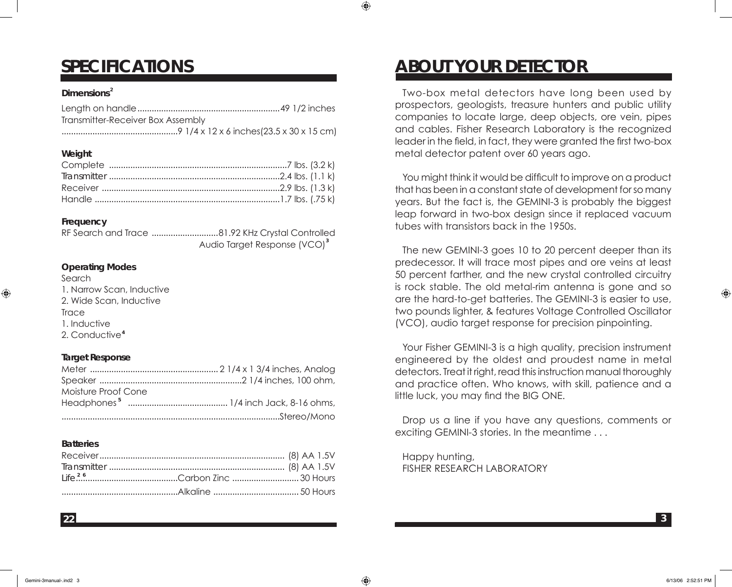# SPECIFICATIONS

**Dimensions**[2]

Length on handle............................................................49 1/2 inches
Transmitter-Receiver Box Assembly
.................................................9 1/4 x 12 x 6 inches(23.5 x 30 x 15 cm)

**Weight**

Complete ..........................................................................7 lbs. (3.2 k)
Transmitter .......................................................................2.4 lbs. (1.1 k)
Receiver ..........................................................................2.9 lbs. (1.3 k)
Handle .............................................................................1.7 lbs. (.75 k)

**Frequency**

RF Search and Trace ............................81.92 KHz Crystal Controlled
Audio Target Response (VCO)[3]

**Operating Modes**

Search
1. Narrow Scan, Inductive
2. Wide Scan, Inductive

Trace
1. Inductive
2. Conductive[4]

**Target Response**

Meter ..................................................... 2 1/4 x 1 3/4 inches, Analog
Speaker ...........................................................2 1/4 inches, 100 ohm, Moisture Proof Cone
Headphones[5] .......................................... 1/4 inch Jack, 8-16 ohms, ..........................................................................................Stereo/Mono

**Batteries**

Receiver............................................................................. (8) AA 1.5V
Transmitter ......................................................................... (8) AA 1.5V
Life[2,6]..........................................Carbon Zinc ............................ 30 Hours
.................................................Alkaline .................................... 50 Hours

# ABOUT YOUR DETECTOR

Two-box metal detectors have long been used by prospectors, geologists, treasure hunters and public utility companies to locate large, deep objects, ore vein, pipes and cables. Fisher Research Laboratory is the recognized leader in the field, in fact, they were granted the first two-box metal detector patent over 60 years ago.

You might think it would be difficult to improve on a product that has been in a constant state of development for so many years. But the fact is, the GEMINI-3 is probably the biggest leap forward in two-box design since it replaced vacuum tubes with transistors back in the 1950s.

The new GEMINI-3 goes 10 to 20 percent deeper than its predecessor. It will trace most pipes and ore veins at least 50 percent farther, and the new crystal controlled circuitry is rock stable. The old metal-rim antenna is gone and so are the hard-to-get batteries. The GEMINI-3 is easier to use, two pounds lighter, & features Voltage Controlled Oscillator (VCO), audio target response for precision pinpointing.

Your Fisher GEMINI-3 is a high quality, precision instrument engineered by the oldest and proudest name in metal detectors. Treat it right, read this instruction manual thoroughly and practice often. Who knows, with skill, patience and a little luck, you may find the BIG ONE.

Drop us a line if you have any questions, comments or exciting GEMINI-3 stories. In the meantime . . .

Happy hunting,
FISHER RESEARCH LABORATORY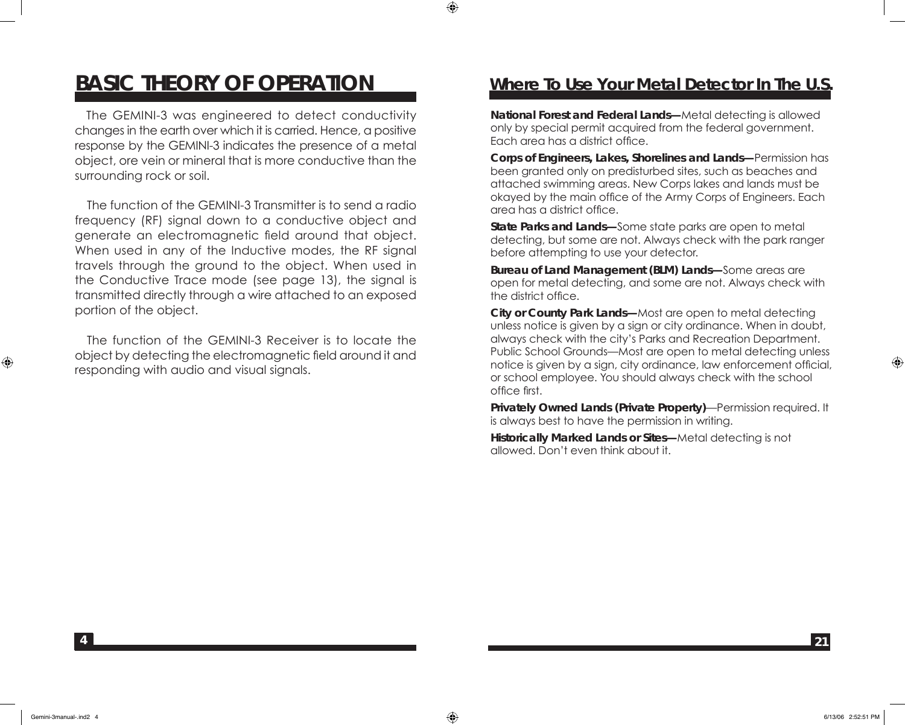# BASIC THEORY OF OPERATION

The GEMINI-3 was engineered to detect conductivity changes in the earth over which it is carried. Hence, a positive response by the GEMINI-3 indicates the presence of a metal object, ore vein or mineral that is more conductive than the surrounding rock or soil.

The function of the GEMINI-3 Transmitter is to send a radio frequency (RF) signal down to a conductive object and generate an electromagnetic field around that object. When used in any of the Inductive modes, the RF signal travels through the ground to the object. When used in the Conductive Trace mode (see page 13), the signal is transmitted directly through a wire attached to an exposed portion of the object.

The function of the GEMINI-3 Receiver is to locate the object by detecting the electromagnetic field around it and responding with audio and visual signals.

## Where To Use Your Metal Detector In The U.S.

**National Forest and Federal Lands—**Metal detecting is allowed only by special permit acquired from the federal government. Each area has a district office.

**Corps of Engineers, Lakes, Shorelines and Lands—**Permission has been granted only on predisturbed sites, such as beaches and attached swimming areas. New Corps lakes and lands must be okayed by the main office of the Army Corps of Engineers. Each area has a district office.

**State Parks and Lands—**Some state parks are open to metal detecting, but some are not. Always check with the park ranger before attempting to use your detector.

**Bureau of Land Management (BLM) Lands—**Some areas are open for metal detecting, and some are not. Always check with the district office.

**City or County Park Lands—**Most are open to metal detecting unless notice is given by a sign or city ordinance. When in doubt, always check with the city's Parks and Recreation Department. Public School Grounds—Most are open to metal detecting unless notice is given by a sign, city ordinance, law enforcement official, or school employee. You should always check with the school office first.

**Privately Owned Lands (Private Property)**—Permission required. It is always best to have the permission in writing.

**Historically Marked Lands or Sites—**Metal detecting is not allowed. Don't even think about it.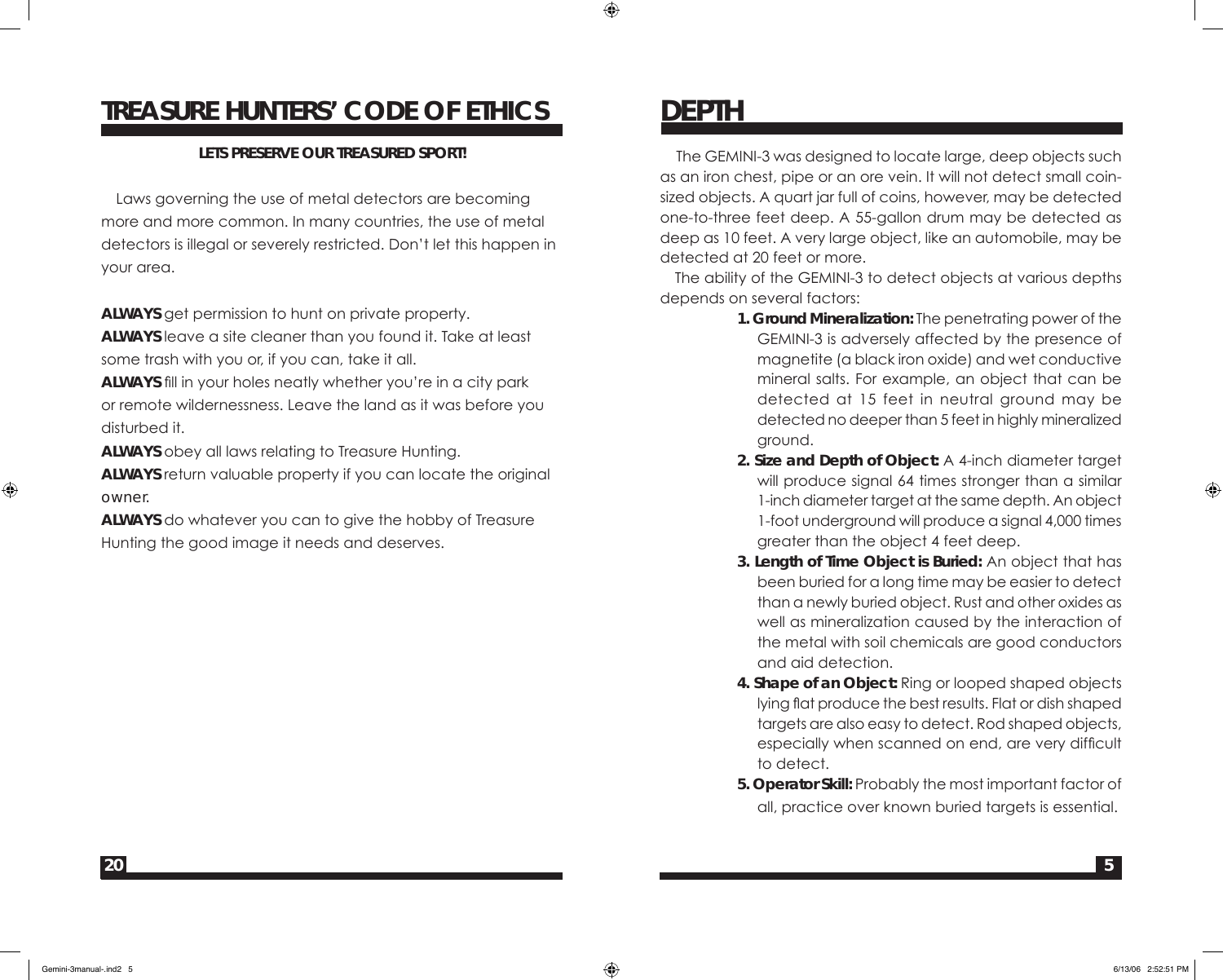# TREASURE HUNTERS' CODE OF ETHICS

**LETS PRESERVE OUR TREASURED SPORT!**

Laws governing the use of metal detectors are becoming more and more common. In many countries, the use of metal detectors is illegal or severely restricted. Don't let this happen in your area.

**ALWAYS** get permission to hunt on private property.
**ALWAYS** leave a site cleaner than you found it. Take at least some trash with you or, if you can, take it all.
**ALWAYS** fill in your holes neatly whether you're in a city park or remote wildernessness. Leave the land as it was before you disturbed it.
**ALWAYS** obey all laws relating to Treasure Hunting.
**ALWAYS** return valuable property if you can locate the original owner.
**ALWAYS** do whatever you can to give the hobby of Treasure Hunting the good image it needs and deserves.

# DEPTH

The GEMINI-3 was designed to locate large, deep objects such as an iron chest, pipe or an ore vein. It will not detect small coin-sized objects. A quart jar full of coins, however, may be detected one-to-three feet deep. A 55-gallon drum may be detected as deep as 10 feet. A very large object, like an automobile, may be detected at 20 feet or more.

The ability of the GEMINI-3 to detect objects at various depths depends on several factors:

1. **Ground Mineralization:** The penetrating power of the GEMINI-3 is adversely affected by the presence of magnetite (a black iron oxide) and wet conductive mineral salts. For example, an object that can be detected at 15 feet in neutral ground may be detected no deeper than 5 feet in highly mineralized ground.
2. **Size and Depth of Object:** A 4-inch diameter target will produce signal 64 times stronger than a similar 1-inch diameter target at the same depth. An object 1-foot underground will produce a signal 4,000 times greater than the object 4 feet deep.
3. **Length of Time Object is Buried:** An object that has been buried for a long time may be easier to detect than a newly buried object. Rust and other oxides as well as mineralization caused by the interaction of the metal with soil chemicals are good conductors and aid detection.
4. **Shape of an Object:** Ring or looped shaped objects lying flat produce the best results. Flat or dish shaped targets are also easy to detect. Rod shaped objects, especially when scanned on end, are very difficult to detect.
5. **Operator Skill:** Probably the most important factor of all, practice over known buried targets is essential.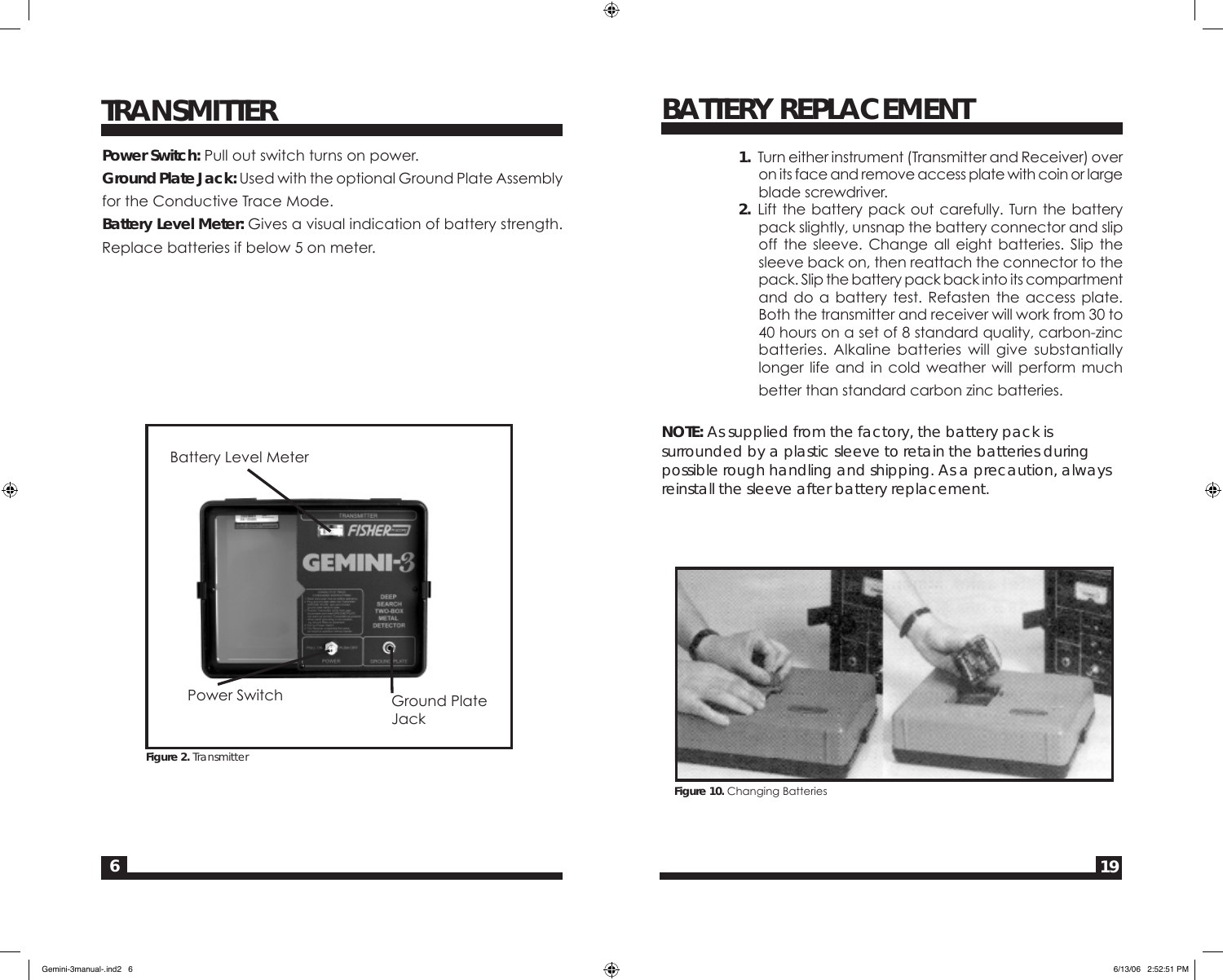# TRANSMITTER

**Power Switch:** Pull out switch turns on power.

**Ground Plate Jack:** Used with the optional Ground Plate Assembly for the Conductive Trace Mode.

**Battery Level Meter:** Gives a visual indication of battery strength. Replace batteries if below 5 on meter.

Battery Level Meter

Power Switch

Ground Plate Jack

**Figure 2.** Transmitter

# BATTERY REPLACEMENT

1. Turn either instrument (Transmitter and Receiver) over on its face and remove access plate with coin or large blade screwdriver.
2. Lift the battery pack out carefully. Turn the battery pack slightly, unsnap the battery connector and slip off the sleeve. Change all eight batteries. Slip the sleeve back on, then reattach the connector to the pack. Slip the battery pack back into its compartment and do a battery test. Refasten the access plate. Both the transmitter and receiver will work from 30 to 40 hours on a set of 8 standard quality, carbon-zinc batteries. Alkaline batteries will give substantially longer life and in cold weather will perform much better than standard carbon zinc batteries.

**NOTE:** As supplied from the factory, the battery pack is surrounded by a plastic sleeve to retain the batteries during possible rough handling and shipping. As a precaution, always reinstall the sleeve after battery replacement.

**Figure 10.** Changing Batteries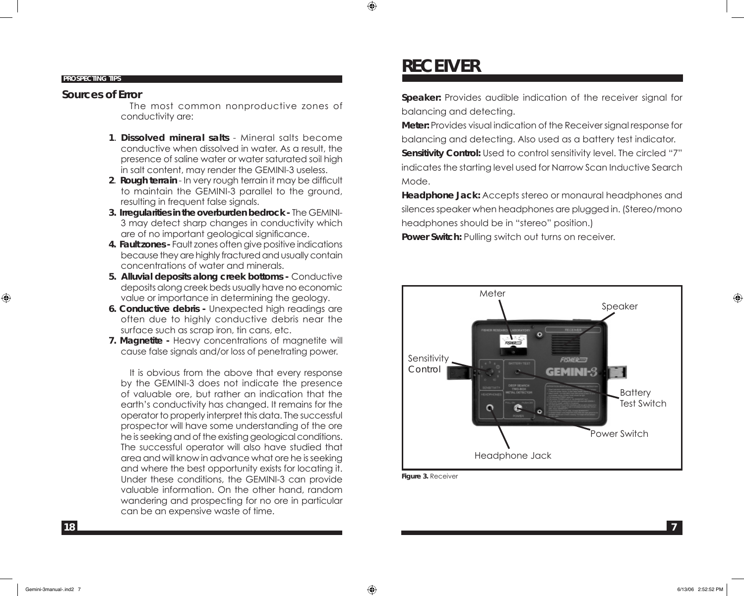## PROSPECTING TIPS

### Sources of Error

The most common nonproductive zones of conductivity are:

1. **Dissolved mineral salts** - Mineral salts become conductive when dissolved in water. As a result, the presence of saline water or water saturated soil high in salt content, may render the GEMINI-3 useless.
2. **Rough terrain** - In very rough terrain it may be difficult to maintain the GEMINI-3 parallel to the ground, resulting in frequent false signals.
3. **Irregularities in the overburden bedrock -** The GEMINI-3 may detect sharp changes in conductivity which are of no important geological significance.
4. **Fault zones -** Fault zones often give positive indications because they are highly fractured and usually contain concentrations of water and minerals.
5. **Alluvial deposits along creek bottoms -** Conductive deposits along creek beds usually have no economic value or importance in determining the geology.
6. **Conductive debris -** Unexpected high readings are often due to highly conductive debris near the surface such as scrap iron, tin cans, etc.
7. **Magnetite -** Heavy concentrations of magnetite will cause false signals and/or loss of penetrating power.

It is obvious from the above that every response by the GEMINI-3 does not indicate the presence of valuable ore, but rather an indication that the earth's conductivity has changed. It remains for the operator to properly interpret this data. The successful prospector will have some understanding of the ore he is seeking and of the existing geological conditions. The successful operator will also have studied that area and will know in advance what ore he is seeking and where the best opportunity exists for locating it. Under these conditions, the GEMINI-3 can provide valuable information. On the other hand, random wandering and prospecting for no ore in particular can be an expensive waste of time.

# RECEIVER

**Speaker:** Provides audible indication of the receiver signal for balancing and detecting.

**Meter:** Provides visual indication of the Receiver signal response for balancing and detecting. Also used as a battery test indicator.

**Sensitivity Control:** Used to control sensitivity level. The circled "7" indicates the starting level used for Narrow Scan Inductive Search Mode.

**Headphone Jack:** Accepts stereo or monaural headphones and silences speaker when headphones are plugged in. (Stereo/mono headphones should be in "stereo" position.)

**Power Switch:** Pulling switch out turns on receiver.

Meter
Speaker
Sensitivity Control
Battery Test Switch
Power Switch
Headphone Jack

**Figure 3.** Receiver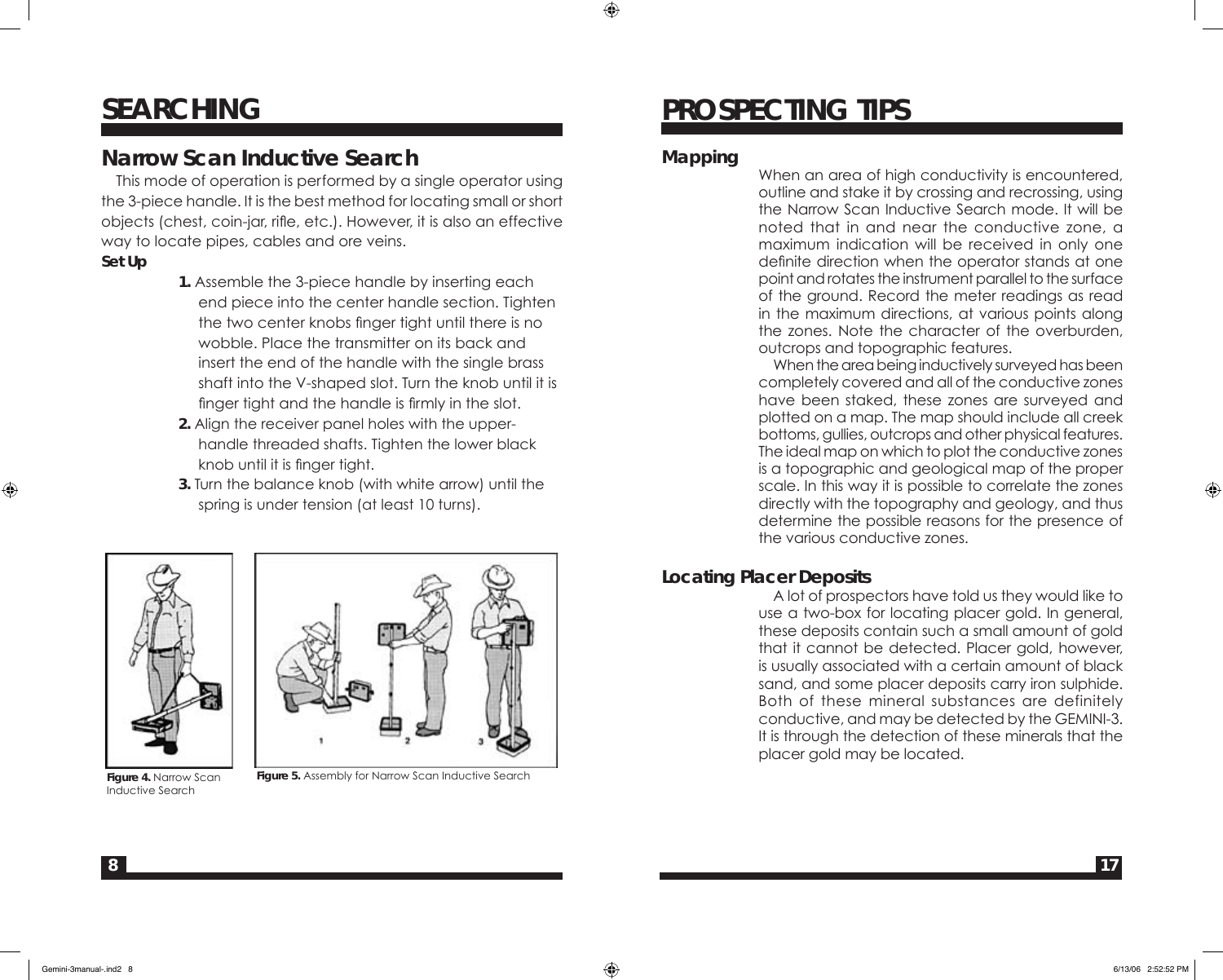# SEARCHING

## Narrow Scan Inductive Search

This mode of operation is performed by a single operator using the 3-piece handle. It is the best method for locating small or short objects (chest, coin-jar, rifle, etc.). However, it is also an effective way to locate pipes, cables and ore veins.

**Set Up**

1. Assemble the 3-piece handle by inserting each end piece into the center handle section. Tighten the two center knobs finger tight until there is no wobble. Place the transmitter on its back and insert the end of the handle with the single brass shaft into the V-shaped slot. Turn the knob until it is finger tight and the handle is firmly in the slot.
2. Align the receiver panel holes with the upper-handle threaded shafts. Tighten the lower black knob until it is finger tight.
3. Turn the balance knob (with white arrow) until the spring is under tension (at least 10 turns).

**Figure 4.** Narrow Scan Inductive Search

**Figure 5.** Assembly for Narrow Scan Inductive Search

# PROSPECTING TIPS

### Mapping

When an area of high conductivity is encountered, outline and stake it by crossing and recrossing, using the Narrow Scan Inductive Search mode. It will be noted that in and near the conductive zone, a maximum indication will be received in only one definite direction when the operator stands at one point and rotates the instrument parallel to the surface of the ground. Record the meter readings as read in the maximum directions, at various points along the zones. Note the character of the overburden, outcrops and topographic features.

When the area being inductively surveyed has been completely covered and all of the conductive zones have been staked, these zones are surveyed and plotted on a map. The map should include all creek bottoms, gullies, outcrops and other physical features. The ideal map on which to plot the conductive zones is a topographic and geological map of the proper scale. In this way it is possible to correlate the zones directly with the topography and geology, and thus determine the possible reasons for the presence of the various conductive zones.

### Locating Placer Deposits

A lot of prospectors have told us they would like to use a two-box for locating placer gold. In general, these deposits contain such a small amount of gold that it cannot be detected. Placer gold, however, is usually associated with a certain amount of black sand, and some placer deposits carry iron sulphide. Both of these mineral substances are definitely conductive, and may be detected by the GEMINI-3. It is through the detection of these minerals that the placer gold may be located.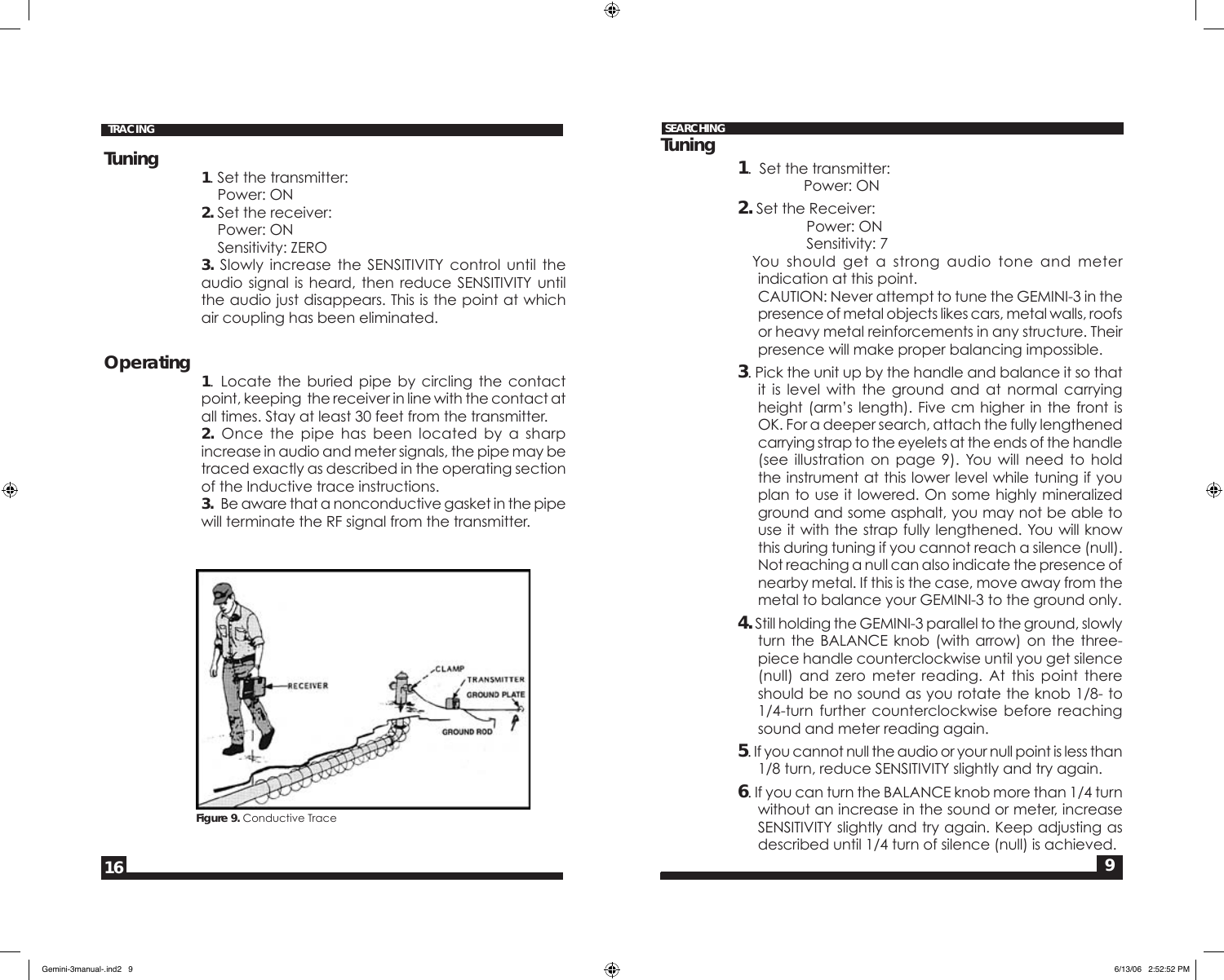## TRACING

### Tuning

**1**. Set the transmitter:
Power: ON

**2.** Set the receiver:
Power: ON
Sensitivity: ZERO

**3.** Slowly increase the SENSITIVITY control until the audio signal is heard, then reduce SENSITIVITY until the audio just disappears. This is the point at which air coupling has been eliminated.

### Operating

**1**. Locate the buried pipe by circling the contact point, keeping the receiver in line with the contact at all times. Stay at least 30 feet from the transmitter.

**2.** Once the pipe has been located by a sharp increase in audio and meter signals, the pipe may be traced exactly as described in the operating section of the Inductive trace instructions.

**3.** Be aware that a nonconductive gasket in the pipe will terminate the RF signal from the transmitter.

**Figure 9.** Conductive Trace

## SEARCHING

### Tuning

**1**. Set the transmitter:
Power: ON

**2.** Set the Receiver:
Power: ON
Sensitivity: 7

You should get a strong audio tone and meter indication at this point.

CAUTION: Never attempt to tune the GEMINI-3 in the presence of metal objects likes cars, metal walls, roofs or heavy metal reinforcements in any structure. Their presence will make proper balancing impossible.

**3**. Pick the unit up by the handle and balance it so that it is level with the ground and at normal carrying height (arm's length). Five cm higher in the front is OK. For a deeper search, attach the fully lengthened carrying strap to the eyelets at the ends of the handle (see illustration on page 9). You will need to hold the instrument at this lower level while tuning if you plan to use it lowered. On some highly mineralized ground and some asphalt, you may not be able to use it with the strap fully lengthened. You will know this during tuning if you cannot reach a silence (null). Not reaching a null can also indicate the presence of nearby metal. If this is the case, move away from the metal to balance your GEMINI-3 to the ground only.

**4.** Still holding the GEMINI-3 parallel to the ground, slowly turn the BALANCE knob (with arrow) on the three-piece handle counterclockwise until you get silence (null) and zero meter reading. At this point there should be no sound as you rotate the knob 1/8- to 1/4-turn further counterclockwise before reaching sound and meter reading again.

**5**. If you cannot null the audio or your null point is less than 1/8 turn, reduce SENSITIVITY slightly and try again.

**6**. If you can turn the BALANCE knob more than 1/4 turn without an increase in the sound or meter, increase SENSITIVITY slightly and try again. Keep adjusting as described until 1/4 turn of silence (null) is achieved.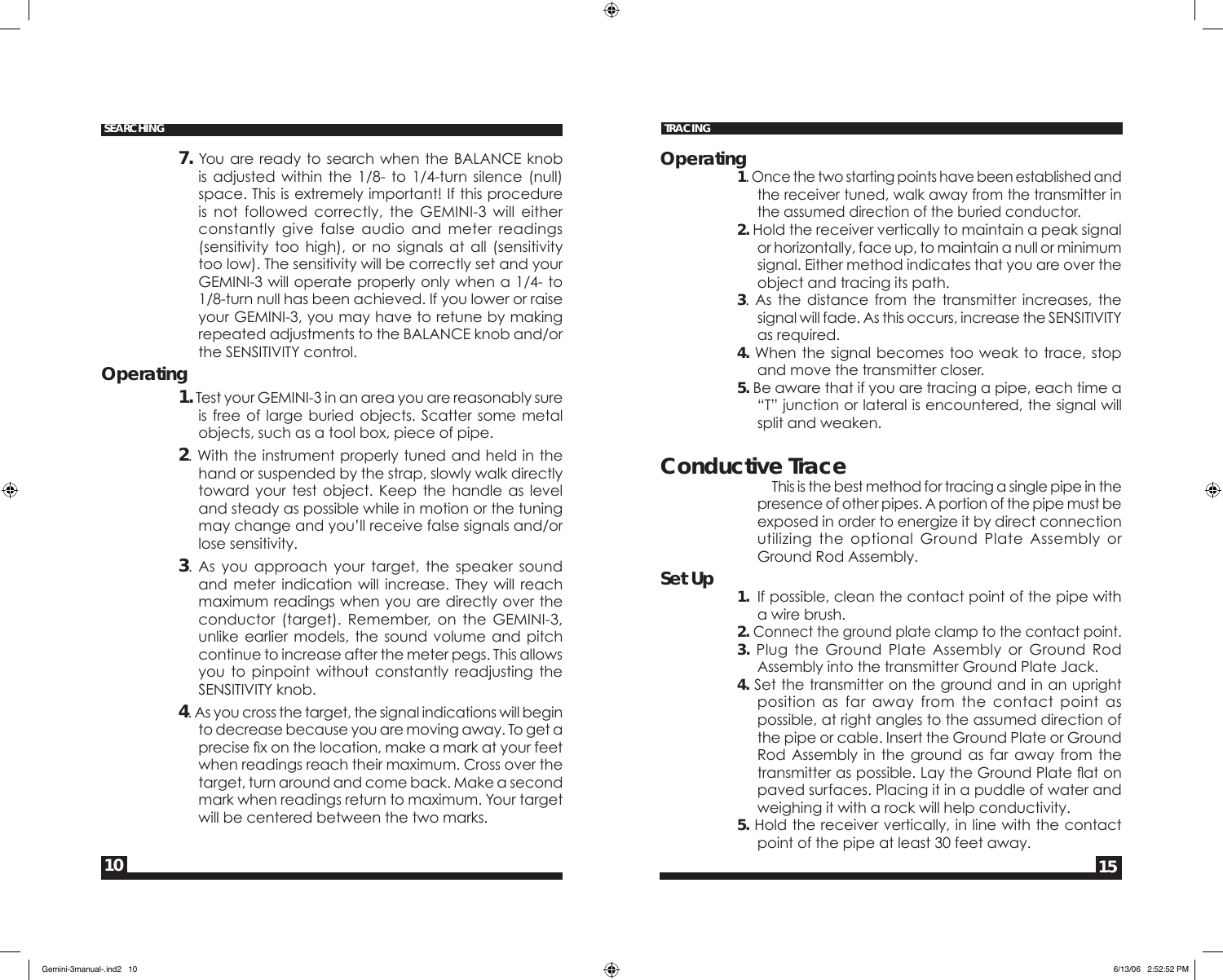7. You are ready to search when the BALANCE knob is adjusted within the 1/8- to 1/4-turn silence (null) space. This is extremely important! If this procedure is not followed correctly, the GEMINI-3 will either constantly give false audio and meter readings (sensitivity too high), or no signals at all (sensitivity too low). The sensitivity will be correctly set and your GEMINI-3 will operate properly only when a 1/4- to 1/8-turn null has been achieved. If you lower or raise your GEMINI-3, you may have to retune by making repeated adjustments to the BALANCE knob and/or the SENSITIVITY control.

### Operating

1. Test your GEMINI-3 in an area you are reasonably sure is free of large buried objects. Scatter some metal objects, such as a tool box, piece of pipe.
2. With the instrument properly tuned and held in the hand or suspended by the strap, slowly walk directly toward your test object. Keep the handle as level and steady as possible while in motion or the tuning may change and you'll receive false signals and/or lose sensitivity.
3. As you approach your target, the speaker sound and meter indication will increase. They will reach maximum readings when you are directly over the conductor (target). Remember, on the GEMINI-3, unlike earlier models, the sound volume and pitch continue to increase after the meter pegs. This allows you to pinpoint without constantly readjusting the SENSITIVITY knob.
4. As you cross the target, the signal indications will begin to decrease because you are moving away. To get a precise fix on the location, make a mark at your feet when readings reach their maximum. Cross over the target, turn around and come back. Make a second mark when readings return to maximum. Your target will be centered between the two marks.

### Operating

1. Once the two starting points have been established and the receiver tuned, walk away from the transmitter in the assumed direction of the buried conductor.
2. Hold the receiver vertically to maintain a peak signal or horizontally, face up, to maintain a null or minimum signal. Either method indicates that you are over the object and tracing its path.
3. As the distance from the transmitter increases, the signal will fade. As this occurs, increase the SENSITIVITY as required.
4. When the signal becomes too weak to trace, stop and move the transmitter closer.
5. Be aware that if you are tracing a pipe, each time a "T" junction or lateral is encountered, the signal will split and weaken.

## Conductive Trace

This is the best method for tracing a single pipe in the presence of other pipes. A portion of the pipe must be exposed in order to energize it by direct connection utilizing the optional Ground Plate Assembly or Ground Rod Assembly.

### Set Up

1. If possible, clean the contact point of the pipe with a wire brush.
2. Connect the ground plate clamp to the contact point.
3. Plug the Ground Plate Assembly or Ground Rod Assembly into the transmitter Ground Plate Jack.
4. Set the transmitter on the ground and in an upright position as far away from the contact point as possible, at right angles to the assumed direction of the pipe or cable. Insert the Ground Plate or Ground Rod Assembly in the ground as far away from the transmitter as possible. Lay the Ground Plate flat on paved surfaces. Placing it in a puddle of water and weighing it with a rock will help conductivity.
5. Hold the receiver vertically, in line with the contact point of the pipe at least 30 feet away.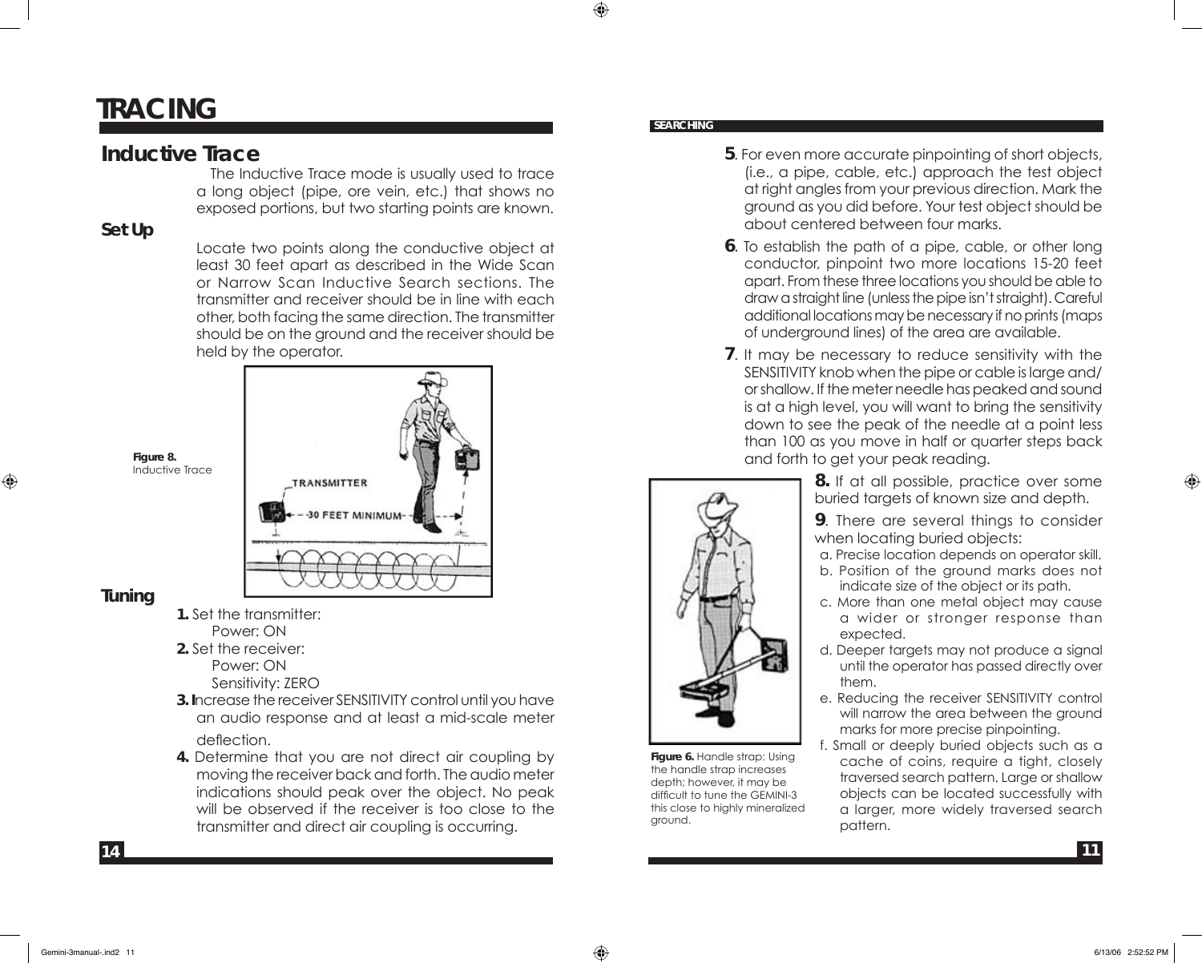# TRACING

## Inductive Trace

The Inductive Trace mode is usually used to trace a long object (pipe, ore vein, etc.) that shows no exposed portions, but two starting points are known.

### Set Up

Locate two points along the conductive object at least 30 feet apart as described in the Wide Scan or Narrow Scan Inductive Search sections. The transmitter and receiver should be in line with each other, both facing the same direction. The transmitter should be on the ground and the receiver should be held by the operator.

**Figure 8.** Inductive Trace

### Tuning

**1.** Set the transmitter:
Power: ON

**2.** Set the receiver:
Power: ON
Sensitivity: ZERO

**3.** Increase the receiver SENSITIVITY control until you have an audio response and at least a mid-scale meter deflection.

**4.** Determine that you are not direct air coupling by moving the receiver back and forth. The audio meter indications should peak over the object. No peak will be observed if the receiver is too close to the transmitter and direct air coupling is occurring.

**SEARCHING**

**5**. For even more accurate pinpointing of short objects, (i.e., a pipe, cable, etc.) approach the test object at right angles from your previous direction. Mark the ground as you did before. Your test object should be about centered between four marks.

**6**. To establish the path of a pipe, cable, or other long conductor, pinpoint two more locations 15-20 feet apart. From these three locations you should be able to draw a straight line (unless the pipe isn't straight). Careful additional locations may be necessary if no prints (maps of underground lines) of the area are available.

**7**. It may be necessary to reduce sensitivity with the SENSITIVITY knob when the pipe or cable is large and/or shallow. If the meter needle has peaked and sound is at a high level, you will want to bring the sensitivity down to see the peak of the needle at a point less than 100 as you move in half or quarter steps back and forth to get your peak reading.

**8.** If at all possible, practice over some buried targets of known size and depth.

**9**. There are several things to consider when locating buried objects:

a. Precise location depends on operator skill.
b. Position of the ground marks does not indicate size of the object or its path.
c. More than one metal object may cause a wider or stronger response than expected.
d. Deeper targets may not produce a signal until the operator has passed directly over them.
e. Reducing the receiver SENSITIVITY control will narrow the area between the ground marks for more precise pinpointing.
f. Small or deeply buried objects such as a cache of coins, require a tight, closely traversed search pattern. Large or shallow objects can be located successfully with a larger, more widely traversed search pattern.

**Figure 6.** Handle strap: Using the handle strap increases depth; however, it may be difficult to tune the GEMINI-3 this close to highly mineralized ground.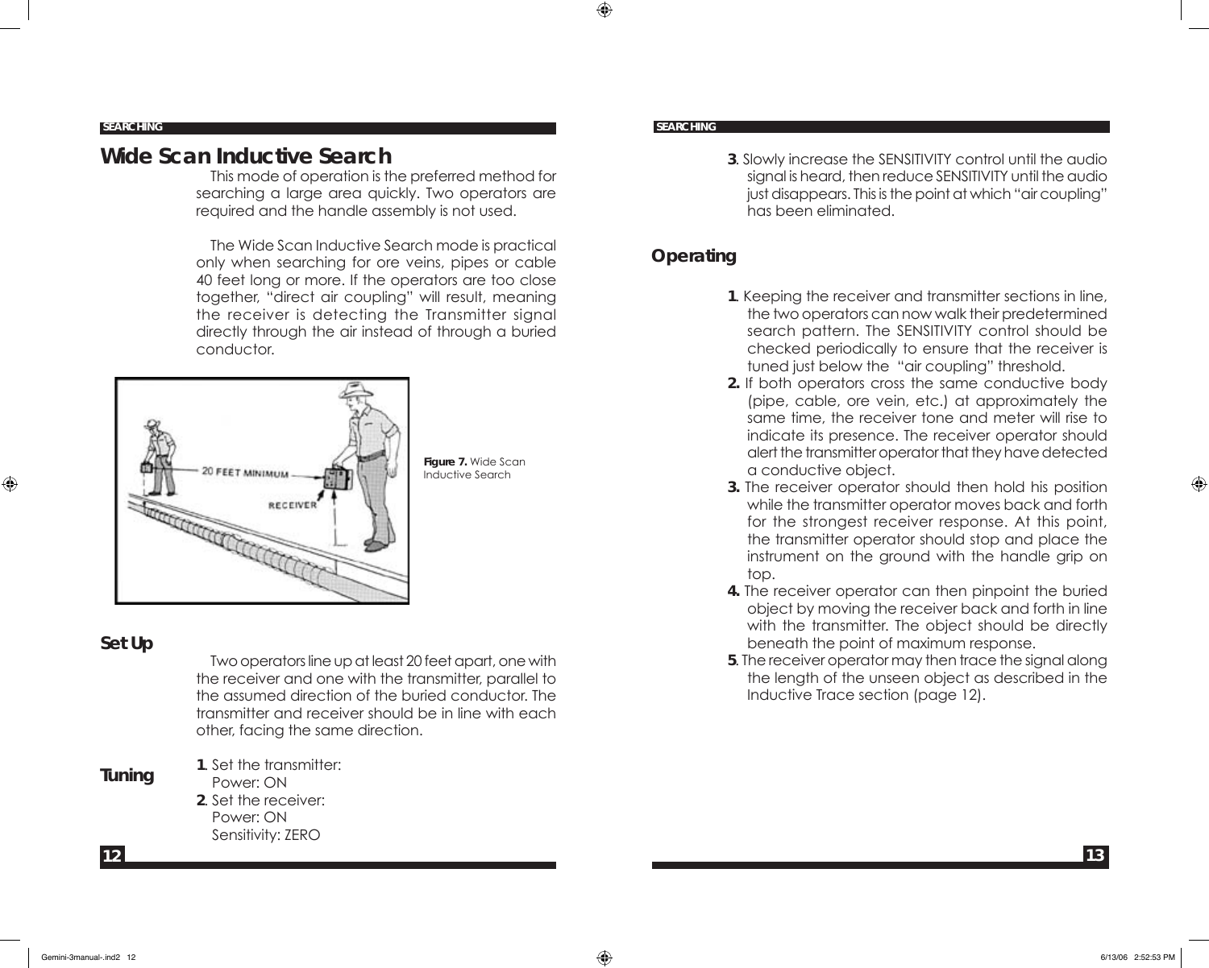## Wide Scan Inductive Search

This mode of operation is the preferred method for searching a large area quickly. Two operators are required and the handle assembly is not used.

The Wide Scan Inductive Search mode is practical only when searching for ore veins, pipes or cable 40 feet long or more. If the operators are too close together, "direct air coupling" will result, meaning the receiver is detecting the Transmitter signal directly through the air instead of through a buried conductor.

20 FEET MINIMUM

RECEIVER

**Figure 7.** Wide Scan Inductive Search

### Set Up

Two operators line up at least 20 feet apart, one with the receiver and one with the transmitter, parallel to the assumed direction of the buried conductor. The transmitter and receiver should be in line with each other, facing the same direction.

### Tuning

**1**. Set the transmitter:
Power: ON

**2**. Set the receiver:
Power: ON
Sensitivity: ZERO

**3**. Slowly increase the SENSITIVITY control until the audio signal is heard, then reduce SENSITIVITY until the audio just disappears. This is the point at which "air coupling" has been eliminated.

### Operating

**1**. Keeping the receiver and transmitter sections in line, the two operators can now walk their predetermined search pattern. The SENSITIVITY control should be checked periodically to ensure that the receiver is tuned just below the "air coupling" threshold.

**2.** If both operators cross the same conductive body (pipe, cable, ore vein, etc.) at approximately the same time, the receiver tone and meter will rise to indicate its presence. The receiver operator should alert the transmitter operator that they have detected a conductive object.

**3.** The receiver operator should then hold his position while the transmitter operator moves back and forth for the strongest receiver response. At this point, the transmitter operator should stop and place the instrument on the ground with the handle grip on top.

**4.** The receiver operator can then pinpoint the buried object by moving the receiver back and forth in line with the transmitter. The object should be directly beneath the point of maximum response.

**5**. The receiver operator may then trace the signal along the length of the unseen object as described in the Inductive Trace section (page 12).